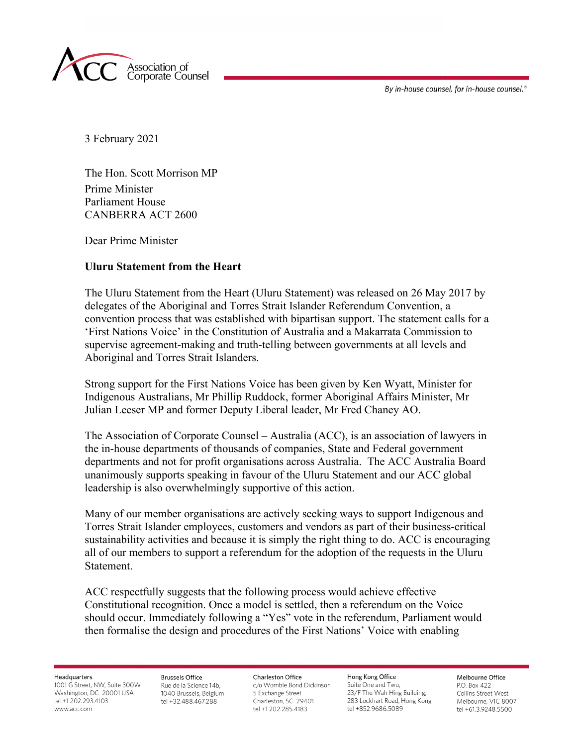3 February 2021

The Hon. Scott Morrison MP
Prime Minister
Parliament House
CANBERRA ACT 2600

Dear Prime Minister

**Uluru Statement from the Heart**

The Uluru Statement from the Heart (Uluru Statement) was released on 26 May 2017 by delegates of the Aboriginal and Torres Strait Islander Referendum Convention, a convention process that was established with bipartisan support. The statement calls for a 'First Nations Voice' in the Constitution of Australia and a Makarrata Commission to supervise agreement-making and truth-telling between governments at all levels and Aboriginal and Torres Strait Islanders.

Strong support for the First Nations Voice has been given by Ken Wyatt, Minister for Indigenous Australians, Mr Phillip Ruddock, former Aboriginal Affairs Minister, Mr Julian Leeser MP and former Deputy Liberal leader, Mr Fred Chaney AO.

The Association of Corporate Counsel – Australia (ACC), is an association of lawyers in the in-house departments of thousands of companies, State and Federal government departments and not for profit organisations across Australia. The ACC Australia Board unanimously supports speaking in favour of the Uluru Statement and our ACC global leadership is also overwhelmingly supportive of this action.

Many of our member organisations are actively seeking ways to support Indigenous and Torres Strait Islander employees, customers and vendors as part of their business-critical sustainability activities and because it is simply the right thing to do. ACC is encouraging all of our members to support a referendum for the adoption of the requests in the Uluru Statement.

ACC respectfully suggests that the following process would achieve effective Constitutional recognition. Once a model is settled, then a referendum on the Voice should occur. Immediately following a "Yes" vote in the referendum, Parliament would then formalise the design and procedures of the First Nations' Voice with enabling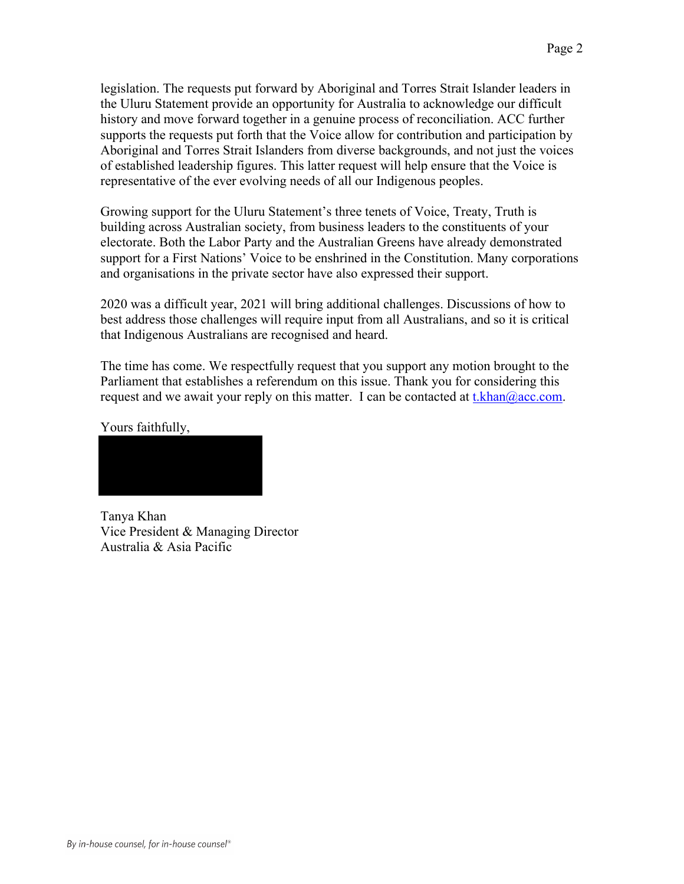legislation. The requests put forward by Aboriginal and Torres Strait Islander leaders in the Uluru Statement provide an opportunity for Australia to acknowledge our difficult history and move forward together in a genuine process of reconciliation. ACC further supports the requests put forth that the Voice allow for contribution and participation by Aboriginal and Torres Strait Islanders from diverse backgrounds, and not just the voices of established leadership figures. This latter request will help ensure that the Voice is representative of the ever evolving needs of all our Indigenous peoples.

Growing support for the Uluru Statement's three tenets of Voice, Treaty, Truth is building across Australian society, from business leaders to the constituents of your electorate. Both the Labor Party and the Australian Greens have already demonstrated support for a First Nations' Voice to be enshrined in the Constitution. Many corporations and organisations in the private sector have also expressed their support.

2020 was a difficult year, 2021 will bring additional challenges. Discussions of how to best address those challenges will require input from all Australians, and so it is critical that Indigenous Australians are recognised and heard.

The time has come. We respectfully request that you support any motion brought to the Parliament that establishes a referendum on this issue. Thank you for considering this request and we await your reply on this matter. I can be contacted at t.khan@acc.com.

Yours faithfully,

Tanya Khan
Vice President & Managing Director
Australia & Asia Pacific